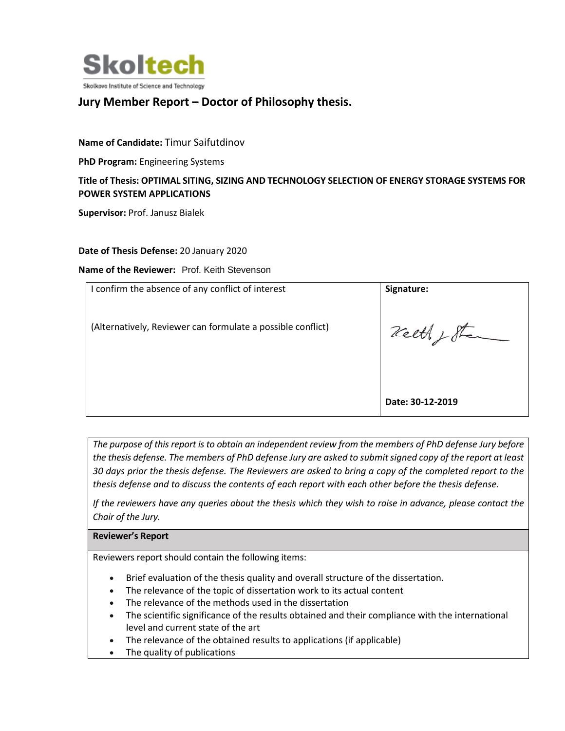Skoltech

Skolkovo Institute of Science and Technology

## Jury Member Report – Doctor of Philosophy thesis.

**Name of Candidate:** Timur Saifutdinov

**PhD Program:** Engineering Systems

**Title of Thesis: OPTIMAL SITING, SIZING AND TECHNOLOGY SELECTION OF ENERGY STORAGE SYSTEMS FOR POWER SYSTEM APPLICATIONS**

**Supervisor:** Prof. Janusz Bialek

**Date of Thesis Defense:** 20 January 2020

**Name of the Reviewer:** Prof. Keith Stevenson

| I confirm the absence of any conflict of interest<br><br>(Alternatively, Reviewer can formulate a possible conflict) | **Signature:**<br><br>Keith J Stevenson<br><br>**Date: 30-12-2019** |
|---|---|

*The purpose of this report is to obtain an independent review from the members of PhD defense Jury before the thesis defense. The members of PhD defense Jury are asked to submit signed copy of the report at least 30 days prior the thesis defense. The Reviewers are asked to bring a copy of the completed report to the thesis defense and to discuss the contents of each report with each other before the thesis defense.*

*If the reviewers have any queries about the thesis which they wish to raise in advance, please contact the Chair of the Jury.*

**Reviewer's Report**

Reviewers report should contain the following items:

- Brief evaluation of the thesis quality and overall structure of the dissertation.
- The relevance of the topic of dissertation work to its actual content
- The relevance of the methods used in the dissertation
- The scientific significance of the results obtained and their compliance with the international level and current state of the art
- The relevance of the obtained results to applications (if applicable)
- The quality of publications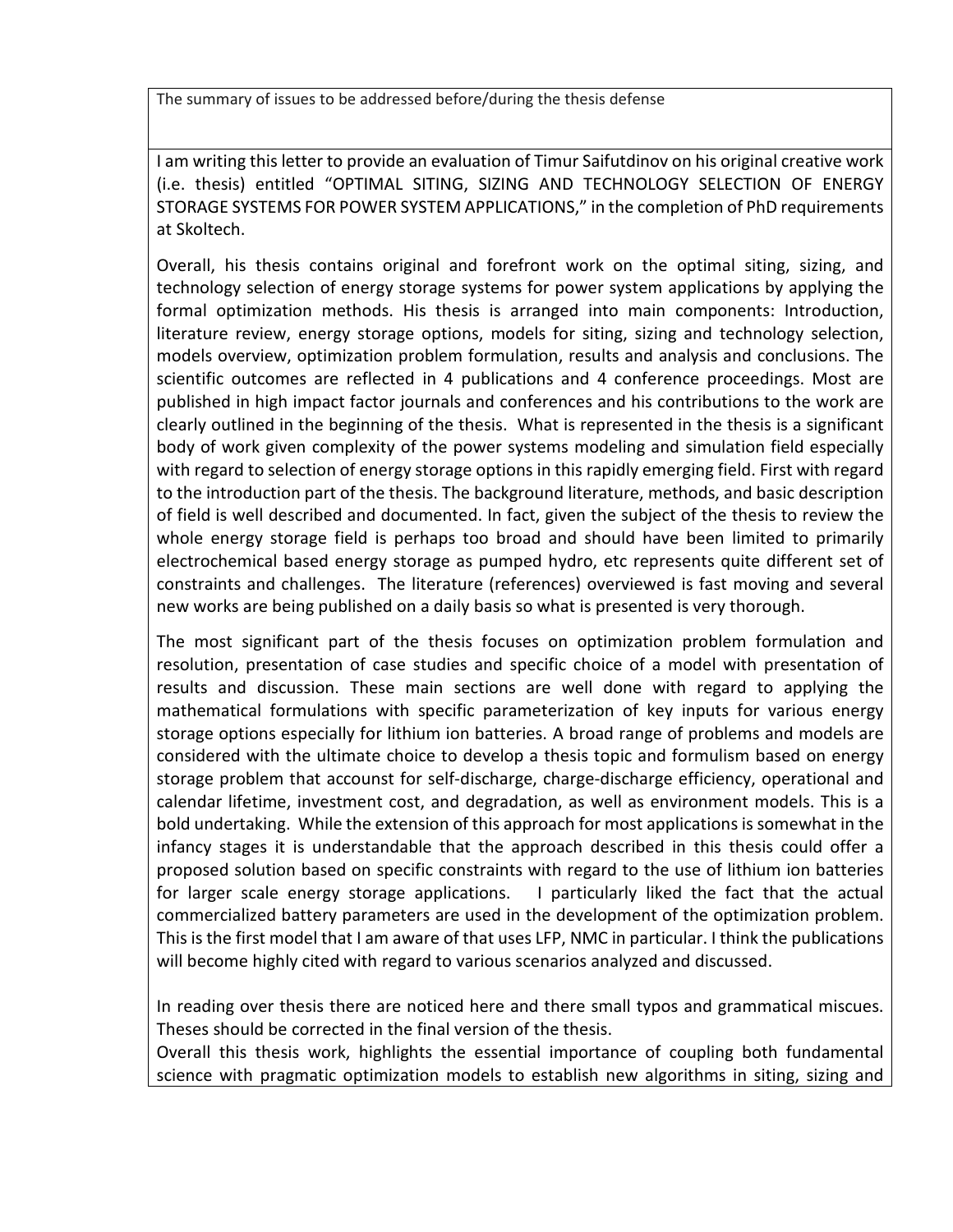The summary of issues to be addressed before/during the thesis defense

I am writing this letter to provide an evaluation of Timur Saifutdinov on his original creative work (i.e. thesis) entitled "OPTIMAL SITING, SIZING AND TECHNOLOGY SELECTION OF ENERGY STORAGE SYSTEMS FOR POWER SYSTEM APPLICATIONS," in the completion of PhD requirements at Skoltech.

Overall, his thesis contains original and forefront work on the optimal siting, sizing, and technology selection of energy storage systems for power system applications by applying the formal optimization methods. His thesis is arranged into main components: Introduction, literature review, energy storage options, models for siting, sizing and technology selection, models overview, optimization problem formulation, results and analysis and conclusions. The scientific outcomes are reflected in 4 publications and 4 conference proceedings. Most are published in high impact factor journals and conferences and his contributions to the work are clearly outlined in the beginning of the thesis. What is represented in the thesis is a significant body of work given complexity of the power systems modeling and simulation field especially with regard to selection of energy storage options in this rapidly emerging field. First with regard to the introduction part of the thesis. The background literature, methods, and basic description of field is well described and documented. In fact, given the subject of the thesis to review the whole energy storage field is perhaps too broad and should have been limited to primarily electrochemical based energy storage as pumped hydro, etc represents quite different set of constraints and challenges. The literature (references) overviewed is fast moving and several new works are being published on a daily basis so what is presented is very thorough.

The most significant part of the thesis focuses on optimization problem formulation and resolution, presentation of case studies and specific choice of a model with presentation of results and discussion. These main sections are well done with regard to applying the mathematical formulations with specific parameterization of key inputs for various energy storage options especially for lithium ion batteries. A broad range of problems and models are considered with the ultimate choice to develop a thesis topic and formulism based on energy storage problem that accounst for self-discharge, charge-discharge efficiency, operational and calendar lifetime, investment cost, and degradation, as well as environment models. This is a bold undertaking. While the extension of this approach for most applications is somewhat in the infancy stages it is understandable that the approach described in this thesis could offer a proposed solution based on specific constraints with regard to the use of lithium ion batteries for larger scale energy storage applications. I particularly liked the fact that the actual commercialized battery parameters are used in the development of the optimization problem. This is the first model that I am aware of that uses LFP, NMC in particular. I think the publications will become highly cited with regard to various scenarios analyzed and discussed.

In reading over thesis there are noticed here and there small typos and grammatical miscues. Theses should be corrected in the final version of the thesis.

Overall this thesis work, highlights the essential importance of coupling both fundamental science with pragmatic optimization models to establish new algorithms in siting, sizing and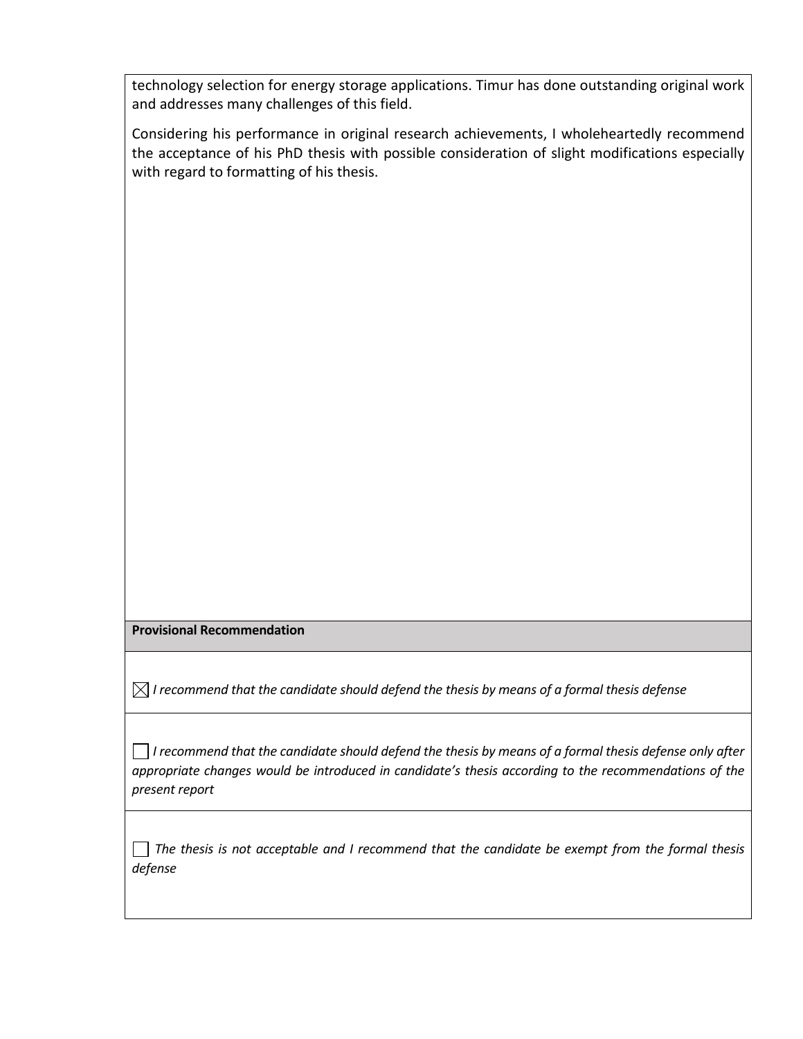technology selection for energy storage applications. Timur has done outstanding original work and addresses many challenges of this field.

Considering his performance in original research achievements, I wholeheartedly recommend the acceptance of his PhD thesis with possible consideration of slight modifications especially with regard to formatting of his thesis.

**Provisional Recommendation**

☒ *I recommend that the candidate should defend the thesis by means of a formal thesis defense*

☐ *I recommend that the candidate should defend the thesis by means of a formal thesis defense only after appropriate changes would be introduced in candidate's thesis according to the recommendations of the present report*

☐ *The thesis is not acceptable and I recommend that the candidate be exempt from the formal thesis defense*